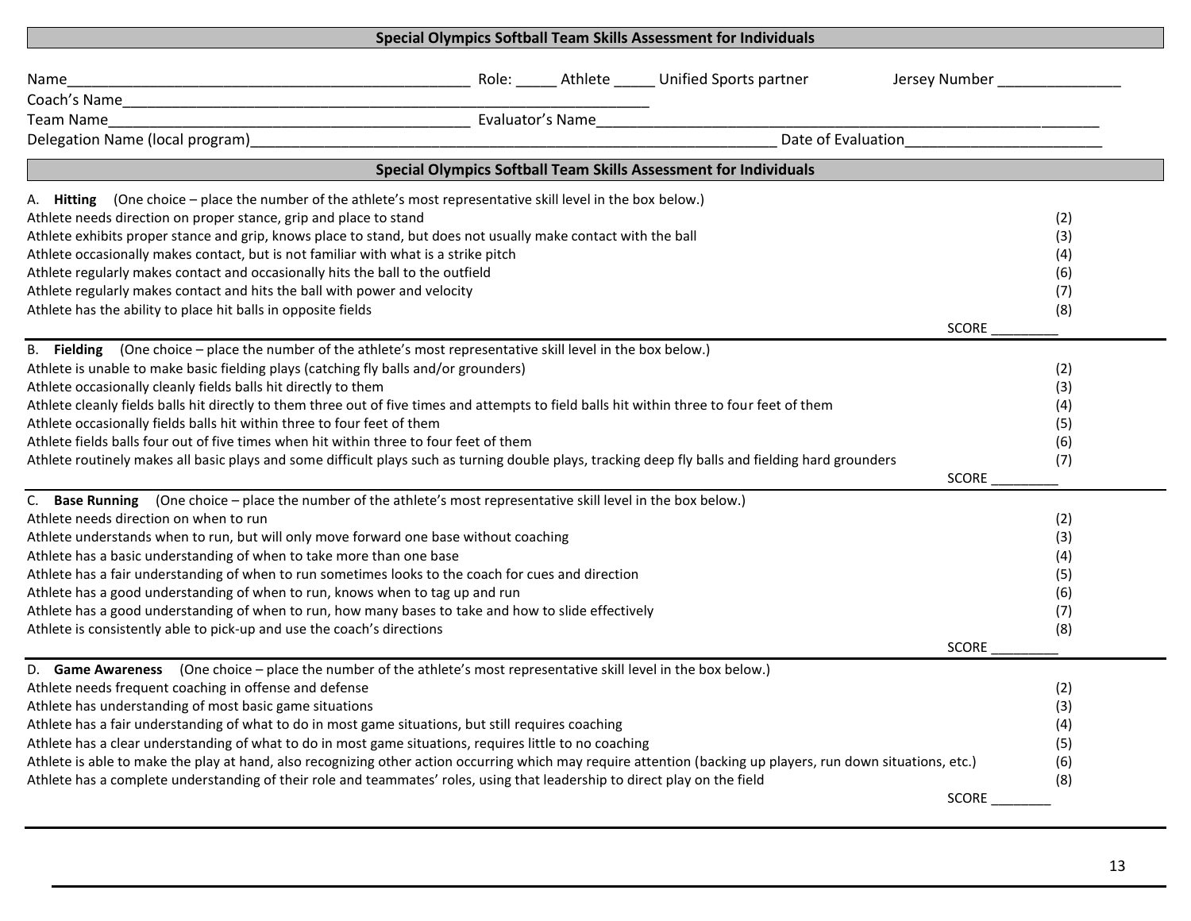## Special Olympics Softball Team Skills Assessment for Individuals

Name__________________________________________________ Role: _____ Athlete _____ Unified Sports partner Jersey Number _______________

Coach's Name___________________________________________________________________

Team Name_____________________________________________ Evaluator's Name_______________________________________________________________

Delegation Name (local program)______________________________________________________________ Date of Evaluation________________________

## Special Olympics Softball Team Skills Assessment for Individuals

**A. Hitting** (One choice – place the number of the athlete's most representative skill level in the box below.)

| | |
|---|---|
| Athlete needs direction on proper stance, grip and place to stand | (2) |
| Athlete exhibits proper stance and grip, knows place to stand, but does not usually make contact with the ball | (3) |
| Athlete occasionally makes contact, but is not familiar with what is a strike pitch | (4) |
| Athlete regularly makes contact and occasionally hits the ball to the outfield | (6) |
| Athlete regularly makes contact and hits the ball with power and velocity | (7) |
| Athlete has the ability to place hit balls in opposite fields | (8) |

SCORE _________

**B. Fielding** (One choice – place the number of the athlete's most representative skill level in the box below.)

| | |
|---|---|
| Athlete is unable to make basic fielding plays (catching fly balls and/or grounders) | (2) |
| Athlete occasionally cleanly fields balls hit directly to them | (3) |
| Athlete cleanly fields balls hit directly to them three out of five times and attempts to field balls hit within three to four feet of them | (4) |
| Athlete occasionally fields balls hit within three to four feet of them | (5) |
| Athlete fields balls four out of five times when hit within three to four feet of them | (6) |
| Athlete routinely makes all basic plays and some difficult plays such as turning double plays, tracking deep fly balls and fielding hard grounders | (7) |

SCORE _________

**C. Base Running** (One choice – place the number of the athlete's most representative skill level in the box below.)

| | |
|---|---|
| Athlete needs direction on when to run | (2) |
| Athlete understands when to run, but will only move forward one base without coaching | (3) |
| Athlete has a basic understanding of when to take more than one base | (4) |
| Athlete has a fair understanding of when to run sometimes looks to the coach for cues and direction | (5) |
| Athlete has a good understanding of when to run, knows when to tag up and run | (6) |
| Athlete has a good understanding of when to run, how many bases to take and how to slide effectively | (7) |
| Athlete is consistently able to pick-up and use the coach's directions | (8) |

SCORE _________

**D. Game Awareness** (One choice – place the number of the athlete's most representative skill level in the box below.)

| | |
|---|---|
| Athlete needs frequent coaching in offense and defense | (2) |
| Athlete has understanding of most basic game situations | (3) |
| Athlete has a fair understanding of what to do in most game situations, but still requires coaching | (4) |
| Athlete has a clear understanding of what to do in most game situations, requires little to no coaching | (5) |
| Athlete is able to make the play at hand, also recognizing other action occurring which may require attention (backing up players, run down situations, etc.) | (6) |
| Athlete has a complete understanding of their role and teammates' roles, using that leadership to direct play on the field | (8) |

SCORE ________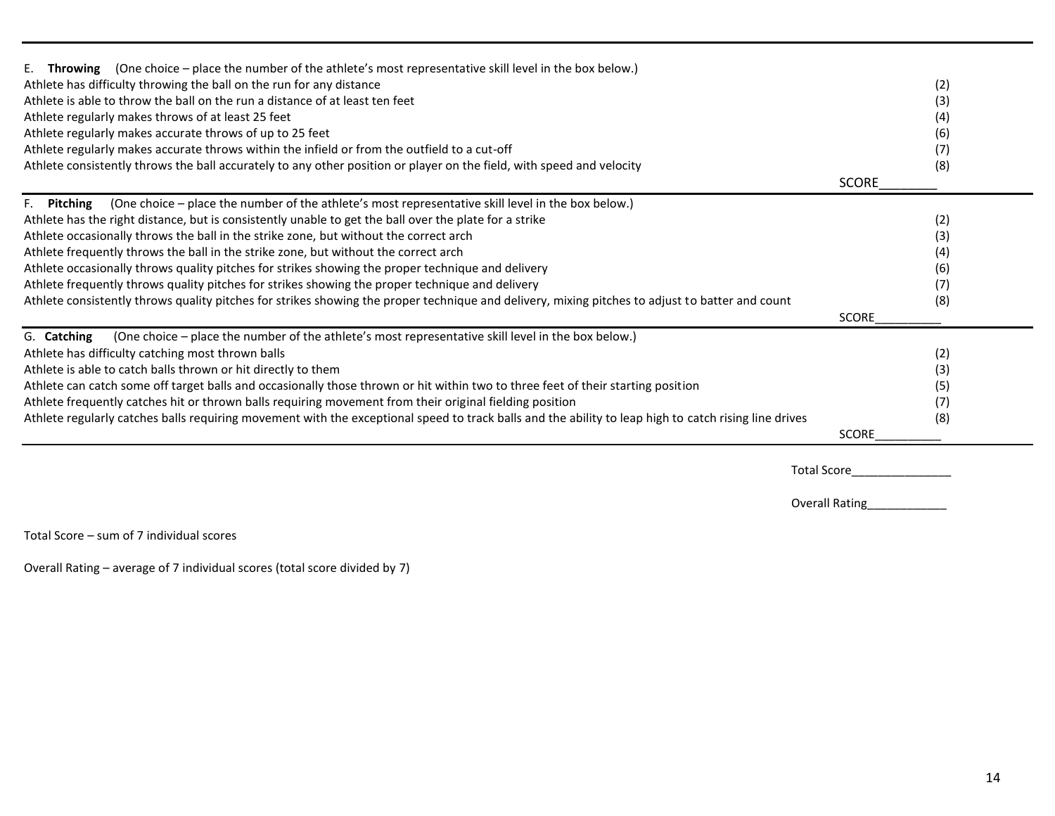**E. Throwing** (One choice – place the number of the athlete's most representative skill level in the box below.)

| | |
|---|---|
| Athlete has difficulty throwing the ball on the run for any distance | (2) |
| Athlete is able to throw the ball on the run a distance of at least ten feet | (3) |
| Athlete regularly makes throws of at least 25 feet | (4) |
| Athlete regularly makes accurate throws of up to 25 feet | (6) |
| Athlete regularly makes accurate throws within the infield or from the outfield to a cut-off | (7) |
| Athlete consistently throws the ball accurately to any other position or player on the field, with speed and velocity | (8) |

SCORE________

**F. Pitching** (One choice – place the number of the athlete's most representative skill level in the box below.)

| | |
|---|---|
| Athlete has the right distance, but is consistently unable to get the ball over the plate for a strike | (2) |
| Athlete occasionally throws the ball in the strike zone, but without the correct arch | (3) |
| Athlete frequently throws the ball in the strike zone, but without the correct arch | (4) |
| Athlete occasionally throws quality pitches for strikes showing the proper technique and delivery | (6) |
| Athlete frequently throws quality pitches for strikes showing the proper technique and delivery | (7) |
| Athlete consistently throws quality pitches for strikes showing the proper technique and delivery, mixing pitches to adjust to batter and count | (8) |

SCORE__________

**G. Catching** (One choice – place the number of the athlete's most representative skill level in the box below.)

| | |
|---|---|
| Athlete has difficulty catching most thrown balls | (2) |
| Athlete is able to catch balls thrown or hit directly to them | (3) |
| Athlete can catch some off target balls and occasionally those thrown or hit within two to three feet of their starting position | (5) |
| Athlete frequently catches hit or thrown balls requiring movement from their original fielding position | (7) |
| Athlete regularly catches balls requiring movement with the exceptional speed to track balls and the ability to leap high to catch rising line drives | (8) |

SCORE__________

Total Score_______________

Overall Rating____________

Total Score – sum of 7 individual scores

Overall Rating – average of 7 individual scores (total score divided by 7)